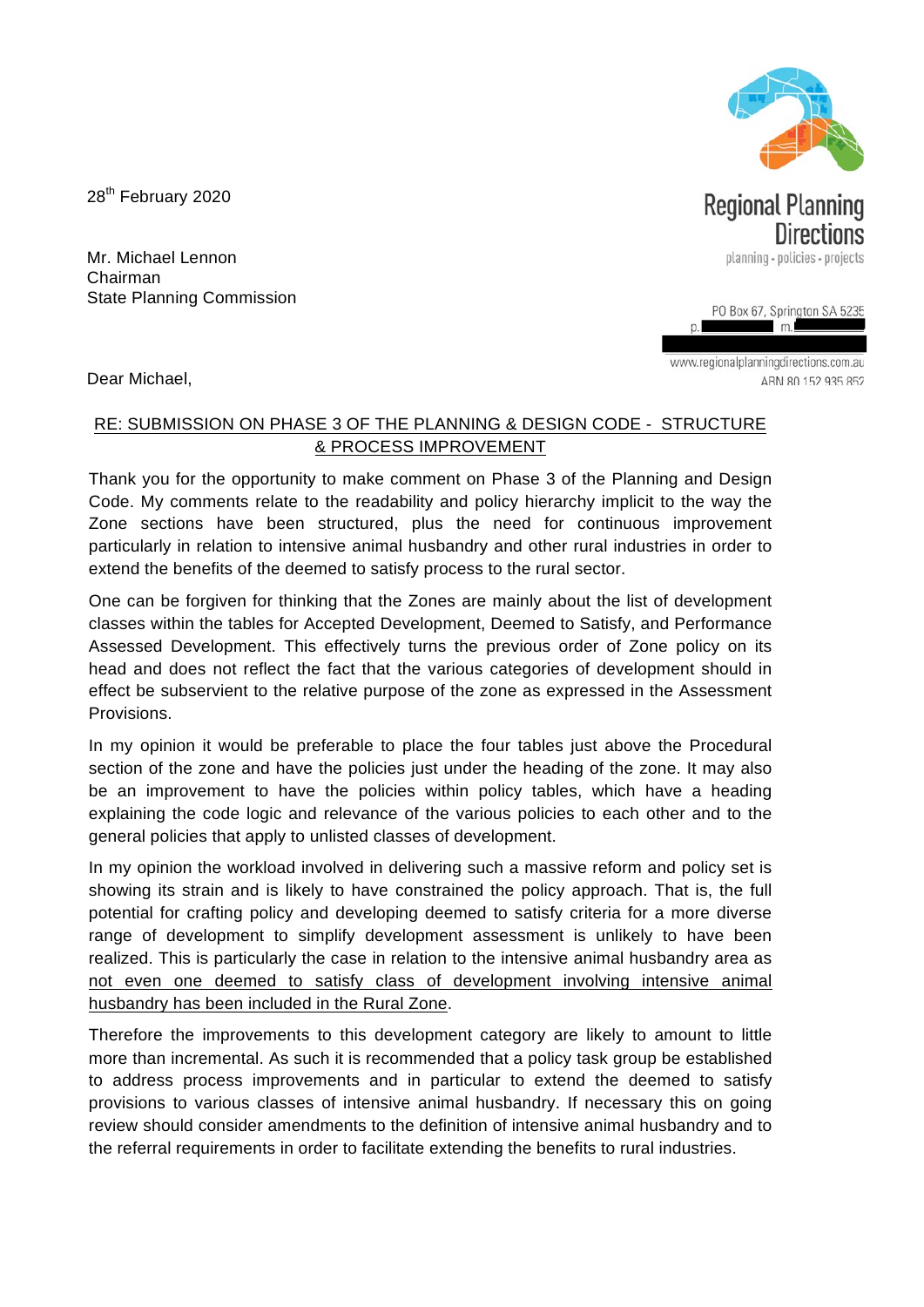Regional Planning Directions
planning - policies - projects

PO Box 67, Springton SA 5235
p. m.

www.regionalplanningdirections.com.au
ABN 80 152 935 852

28th February 2020

Mr. Michael Lennon
Chairman
State Planning Commission

Dear Michael,

RE: SUBMISSION ON PHASE 3 OF THE PLANNING & DESIGN CODE - STRUCTURE & PROCESS IMPROVEMENT

Thank you for the opportunity to make comment on Phase 3 of the Planning and Design Code. My comments relate to the readability and policy hierarchy implicit to the way the Zone sections have been structured, plus the need for continuous improvement particularly in relation to intensive animal husbandry and other rural industries in order to extend the benefits of the deemed to satisfy process to the rural sector.

One can be forgiven for thinking that the Zones are mainly about the list of development classes within the tables for Accepted Development, Deemed to Satisfy, and Performance Assessed Development. This effectively turns the previous order of Zone policy on its head and does not reflect the fact that the various categories of development should in effect be subservient to the relative purpose of the zone as expressed in the Assessment Provisions.

In my opinion it would be preferable to place the four tables just above the Procedural section of the zone and have the policies just under the heading of the zone. It may also be an improvement to have the policies within policy tables, which have a heading explaining the code logic and relevance of the various policies to each other and to the general policies that apply to unlisted classes of development.

In my opinion the workload involved in delivering such a massive reform and policy set is showing its strain and is likely to have constrained the policy approach. That is, the full potential for crafting policy and developing deemed to satisfy criteria for a more diverse range of development to simplify development assessment is unlikely to have been realized. This is particularly the case in relation to the intensive animal husbandry area as not even one deemed to satisfy class of development involving intensive animal husbandry has been included in the Rural Zone.

Therefore the improvements to this development category are likely to amount to little more than incremental. As such it is recommended that a policy task group be established to address process improvements and in particular to extend the deemed to satisfy provisions to various classes of intensive animal husbandry. If necessary this on going review should consider amendments to the definition of intensive animal husbandry and to the referral requirements in order to facilitate extending the benefits to rural industries.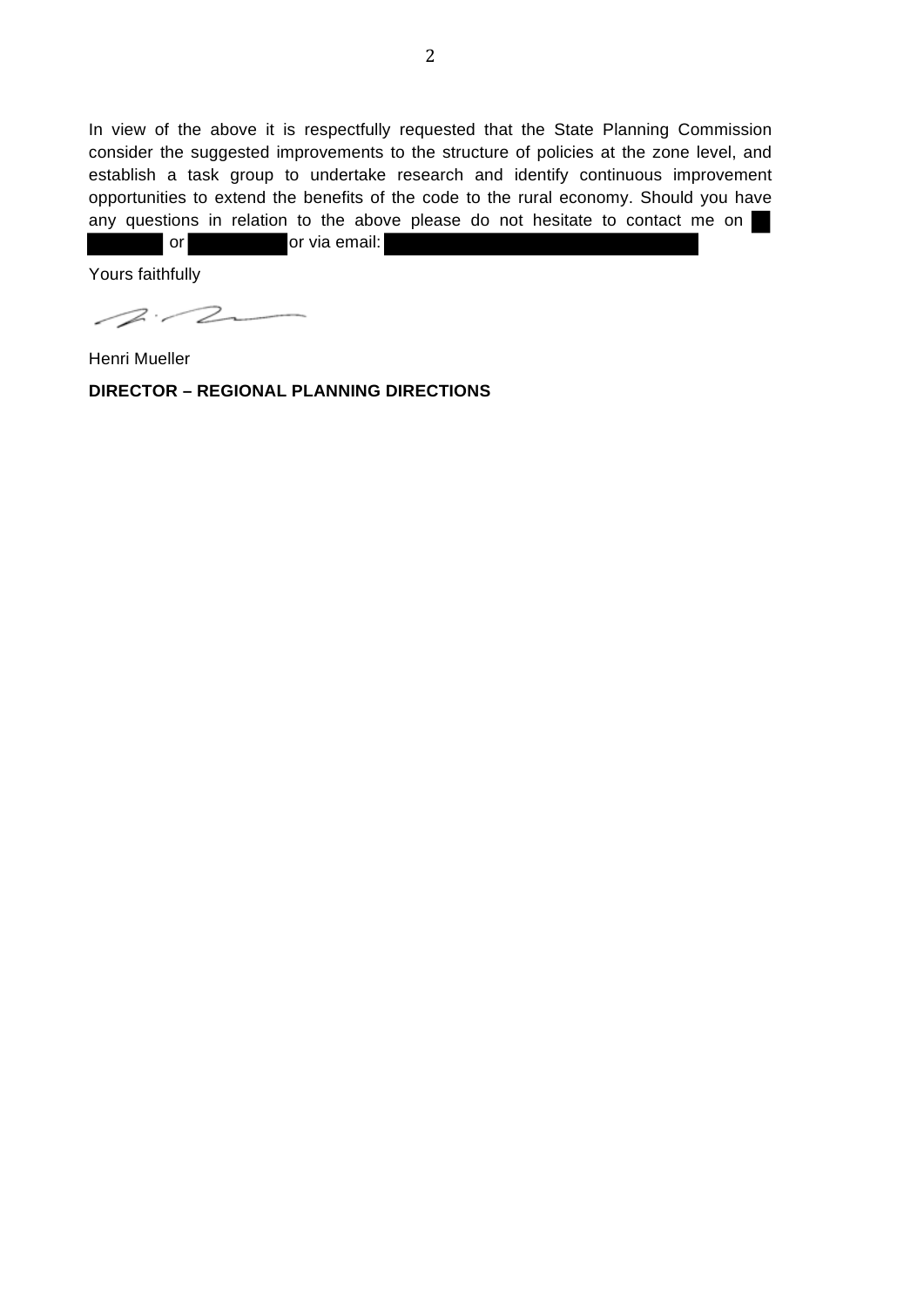In view of the above it is respectfully requested that the State Planning Commission consider the suggested improvements to the structure of policies at the zone level, and establish a task group to undertake research and identify continuous improvement opportunities to extend the benefits of the code to the rural economy. Should you have any questions in relation to the above please do not hesitate to contact me on ████ or ████ or via email: ████

Yours faithfully

Henri Mueller

**DIRECTOR – REGIONAL PLANNING DIRECTIONS**